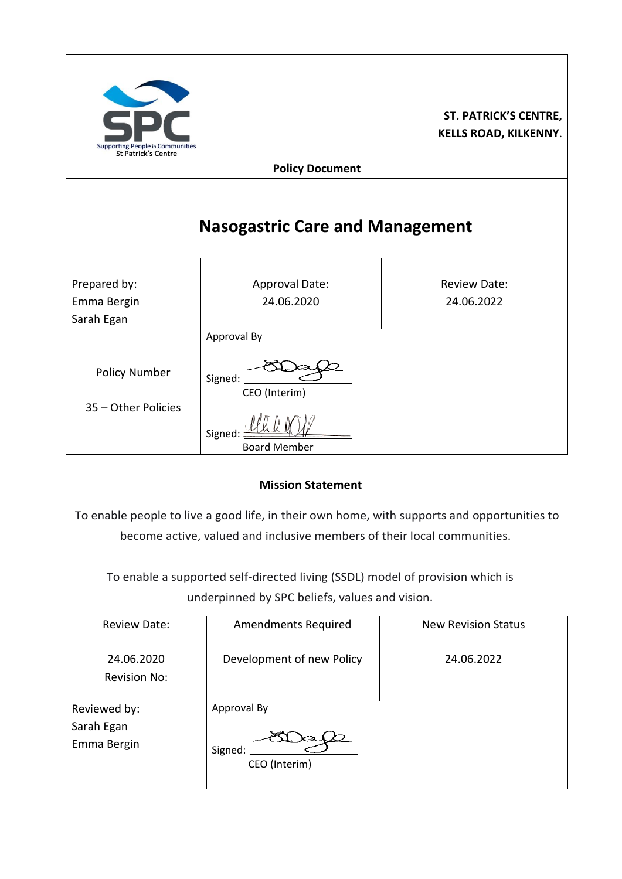**ST. PATRICK'S CENTRE, KELLS ROAD, KILKENNY**.

SPC
Supporting People in Communities
St Patrick's Centre

**Policy Document**

# Nasogastric Care and Management

| Prepared by: Emma Bergin Sarah Egan | Approval Date: 24.06.2020 | Review Date: 24.06.2022 |
|---|---|---|
| Policy Number<br>35 – Other Policies | Approval By<br>Signed: ____________<br>CEO (Interim)<br>Signed: ____________<br>Board Member | |

**Mission Statement**

To enable people to live a good life, in their own home, with supports and opportunities to become active, valued and inclusive members of their local communities.

To enable a supported self-directed living (SSDL) model of provision which is underpinned by SPC beliefs, values and vision.

| Review Date:<br><br>24.06.2020<br>Revision No: | Amendments Required<br><br>Development of new Policy | New Revision Status<br><br>24.06.2022 |
|---|---|---|
| Reviewed by:<br>Sarah Egan<br>Emma Bergin | Approval By<br>Signed: ____________<br>CEO (Interim) | |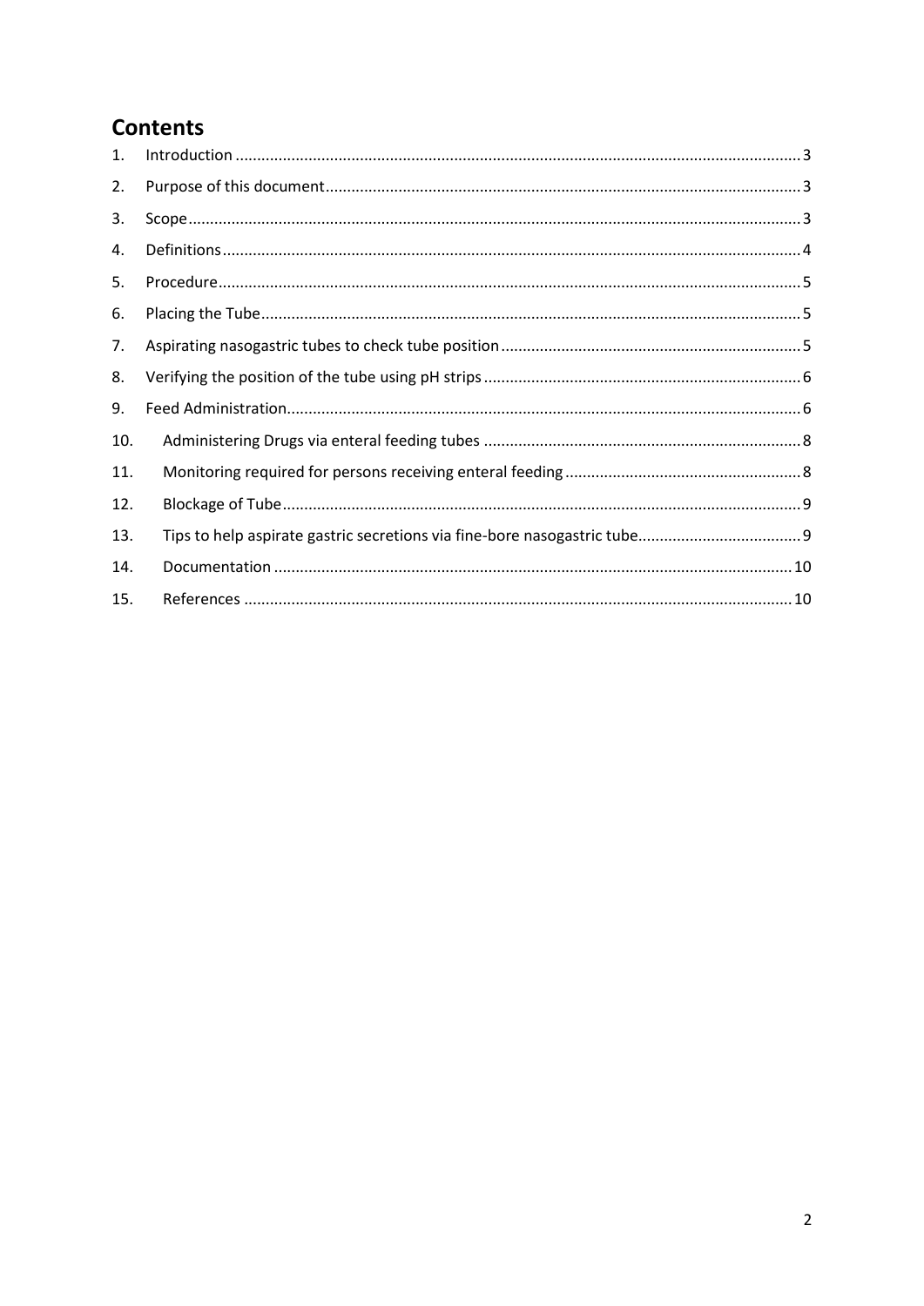# Contents

1. Introduction ........ 3
2. Purpose of this document ........ 3
3. Scope ........ 3
4. Definitions ........ 4
5. Procedure ........ 5
6. Placing the Tube ........ 5
7. Aspirating nasogastric tubes to check tube position ........ 5
8. Verifying the position of the tube using pH strips ........ 6
9. Feed Administration ........ 6
10. Administering Drugs via enteral feeding tubes ........ 8
11. Monitoring required for persons receiving enteral feeding ........ 8
12. Blockage of Tube ........ 9
13. Tips to help aspirate gastric secretions via fine-bore nasogastric tube ........ 9
14. Documentation ........ 10
15. References ........ 10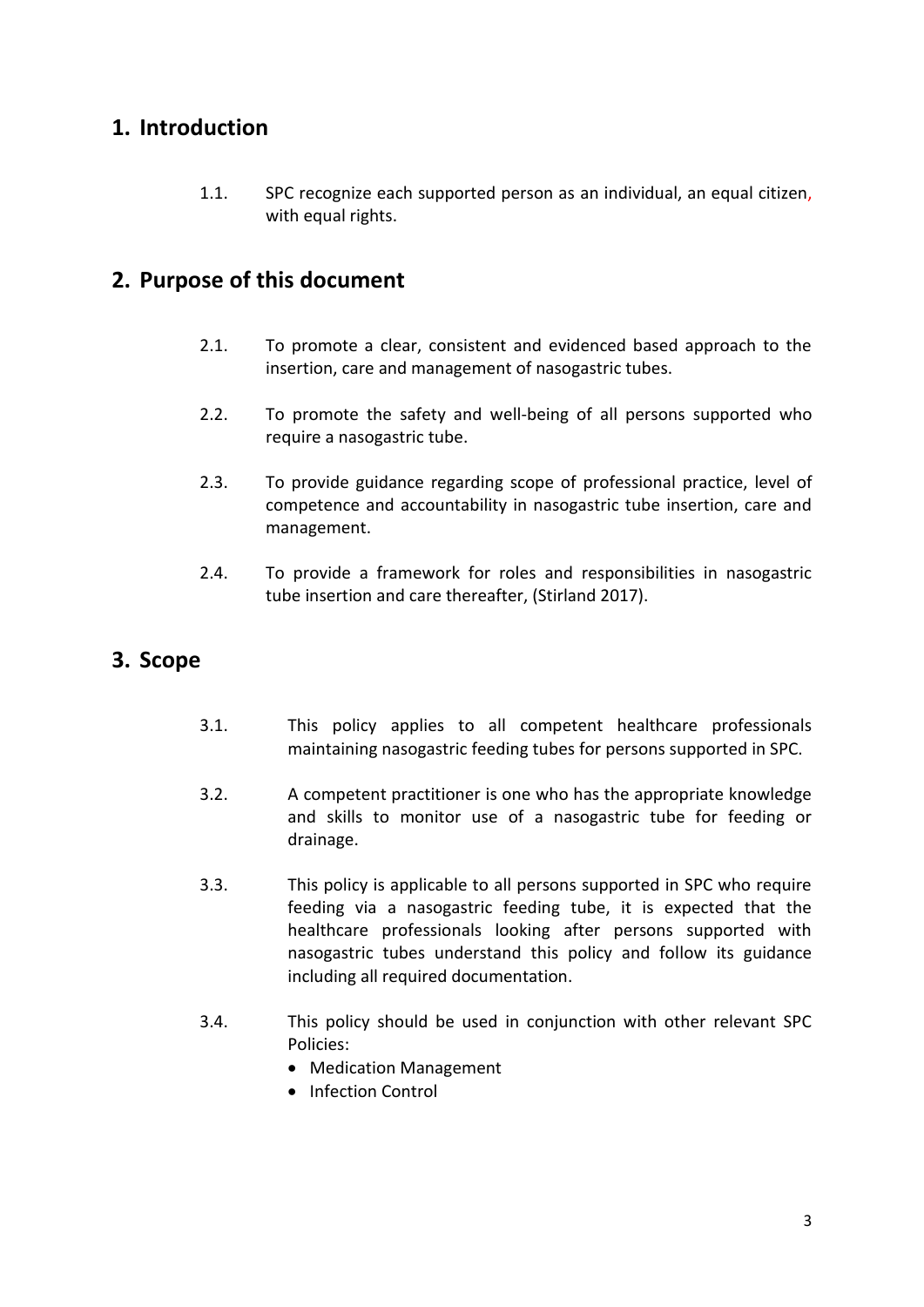## 1. Introduction

1.1. SPC recognize each supported person as an individual, an equal citizen, with equal rights.

## 2. Purpose of this document

2.1. To promote a clear, consistent and evidenced based approach to the insertion, care and management of nasogastric tubes.

2.2. To promote the safety and well-being of all persons supported who require a nasogastric tube.

2.3. To provide guidance regarding scope of professional practice, level of competence and accountability in nasogastric tube insertion, care and management.

2.4. To provide a framework for roles and responsibilities in nasogastric tube insertion and care thereafter, (Stirland 2017).

## 3. Scope

3.1. This policy applies to all competent healthcare professionals maintaining nasogastric feeding tubes for persons supported in SPC.

3.2. A competent practitioner is one who has the appropriate knowledge and skills to monitor use of a nasogastric tube for feeding or drainage.

3.3. This policy is applicable to all persons supported in SPC who require feeding via a nasogastric feeding tube, it is expected that the healthcare professionals looking after persons supported with nasogastric tubes understand this policy and follow its guidance including all required documentation.

3.4. This policy should be used in conjunction with other relevant SPC Policies:

- Medication Management
- Infection Control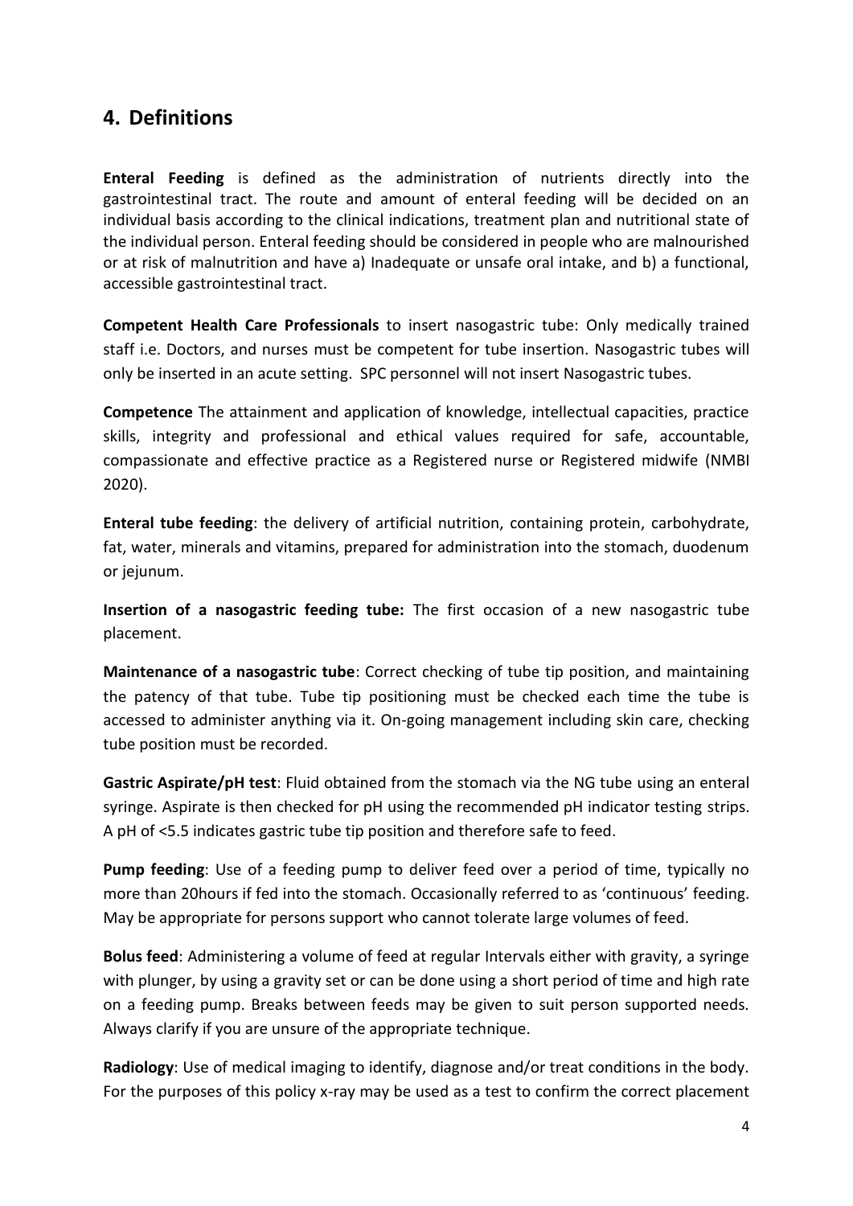## 4. Definitions

**Enteral Feeding** is defined as the administration of nutrients directly into the gastrointestinal tract. The route and amount of enteral feeding will be decided on an individual basis according to the clinical indications, treatment plan and nutritional state of the individual person. Enteral feeding should be considered in people who are malnourished or at risk of malnutrition and have a) Inadequate or unsafe oral intake, and b) a functional, accessible gastrointestinal tract.

**Competent Health Care Professionals** to insert nasogastric tube: Only medically trained staff i.e. Doctors, and nurses must be competent for tube insertion. Nasogastric tubes will only be inserted in an acute setting. SPC personnel will not insert Nasogastric tubes.

**Competence** The attainment and application of knowledge, intellectual capacities, practice skills, integrity and professional and ethical values required for safe, accountable, compassionate and effective practice as a Registered nurse or Registered midwife (NMBI 2020).

**Enteral tube feeding**: the delivery of artificial nutrition, containing protein, carbohydrate, fat, water, minerals and vitamins, prepared for administration into the stomach, duodenum or jejunum.

**Insertion of a nasogastric feeding tube:** The first occasion of a new nasogastric tube placement.

**Maintenance of a nasogastric tube**: Correct checking of tube tip position, and maintaining the patency of that tube. Tube tip positioning must be checked each time the tube is accessed to administer anything via it. On-going management including skin care, checking tube position must be recorded.

**Gastric Aspirate/pH test**: Fluid obtained from the stomach via the NG tube using an enteral syringe. Aspirate is then checked for pH using the recommended pH indicator testing strips. A pH of <5.5 indicates gastric tube tip position and therefore safe to feed.

**Pump feeding**: Use of a feeding pump to deliver feed over a period of time, typically no more than 20hours if fed into the stomach. Occasionally referred to as 'continuous' feeding. May be appropriate for persons support who cannot tolerate large volumes of feed.

**Bolus feed**: Administering a volume of feed at regular Intervals either with gravity, a syringe with plunger, by using a gravity set or can be done using a short period of time and high rate on a feeding pump. Breaks between feeds may be given to suit person supported needs. Always clarify if you are unsure of the appropriate technique.

**Radiology**: Use of medical imaging to identify, diagnose and/or treat conditions in the body. For the purposes of this policy x-ray may be used as a test to confirm the correct placement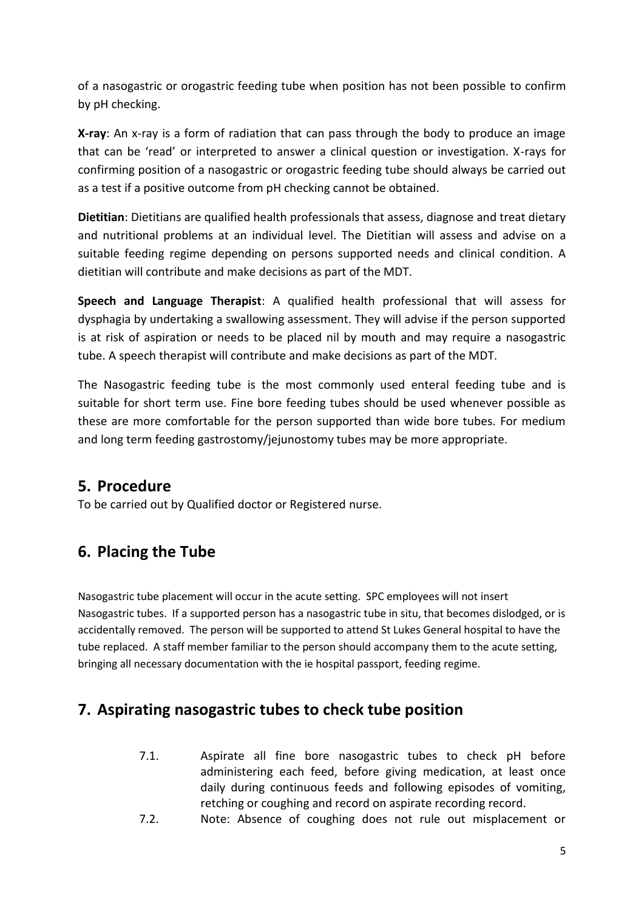of a nasogastric or orogastric feeding tube when position has not been possible to confirm by pH checking.

**X-ray**: An x-ray is a form of radiation that can pass through the body to produce an image that can be 'read' or interpreted to answer a clinical question or investigation. X-rays for confirming position of a nasogastric or orogastric feeding tube should always be carried out as a test if a positive outcome from pH checking cannot be obtained.

**Dietitian**: Dietitians are qualified health professionals that assess, diagnose and treat dietary and nutritional problems at an individual level. The Dietitian will assess and advise on a suitable feeding regime depending on persons supported needs and clinical condition. A dietitian will contribute and make decisions as part of the MDT.

**Speech and Language Therapist**: A qualified health professional that will assess for dysphagia by undertaking a swallowing assessment. They will advise if the person supported is at risk of aspiration or needs to be placed nil by mouth and may require a nasogastric tube. A speech therapist will contribute and make decisions as part of the MDT.

The Nasogastric feeding tube is the most commonly used enteral feeding tube and is suitable for short term use. Fine bore feeding tubes should be used whenever possible as these are more comfortable for the person supported than wide bore tubes. For medium and long term feeding gastrostomy/jejunostomy tubes may be more appropriate.

## 5. Procedure

To be carried out by Qualified doctor or Registered nurse.

## 6. Placing the Tube

Nasogastric tube placement will occur in the acute setting. SPC employees will not insert Nasogastric tubes. If a supported person has a nasogastric tube in situ, that becomes dislodged, or is accidentally removed. The person will be supported to attend St Lukes General hospital to have the tube replaced. A staff member familiar to the person should accompany them to the acute setting, bringing all necessary documentation with the ie hospital passport, feeding regime.

## 7. Aspirating nasogastric tubes to check tube position

7.1. Aspirate all fine bore nasogastric tubes to check pH before administering each feed, before giving medication, at least once daily during continuous feeds and following episodes of vomiting, retching or coughing and record on aspirate recording record.

7.2. Note: Absence of coughing does not rule out misplacement or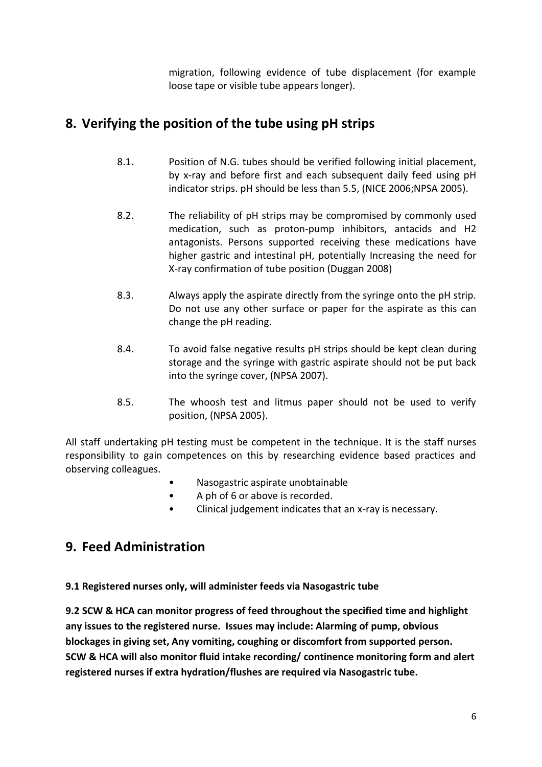migration, following evidence of tube displacement (for example loose tape or visible tube appears longer).

## 8. Verifying the position of the tube using pH strips

8.1. Position of N.G. tubes should be verified following initial placement, by x-ray and before first and each subsequent daily feed using pH indicator strips. pH should be less than 5.5, (NICE 2006;NPSA 2005).

8.2. The reliability of pH strips may be compromised by commonly used medication, such as proton-pump inhibitors, antacids and H2 antagonists. Persons supported receiving these medications have higher gastric and intestinal pH, potentially Increasing the need for X-ray confirmation of tube position (Duggan 2008)

8.3. Always apply the aspirate directly from the syringe onto the pH strip. Do not use any other surface or paper for the aspirate as this can change the pH reading.

8.4. To avoid false negative results pH strips should be kept clean during storage and the syringe with gastric aspirate should not be put back into the syringe cover, (NPSA 2007).

8.5. The whoosh test and litmus paper should not be used to verify position, (NPSA 2005).

All staff undertaking pH testing must be competent in the technique. It is the staff nurses responsibility to gain competences on this by researching evidence based practices and observing colleagues.

- Nasogastric aspirate unobtainable
- A ph of 6 or above is recorded.
- Clinical judgement indicates that an x-ray is necessary.

## 9. Feed Administration

**9.1 Registered nurses only, will administer feeds via Nasogastric tube**

**9.2 SCW & HCA can monitor progress of feed throughout the specified time and highlight any issues to the registered nurse. Issues may include: Alarming of pump, obvious blockages in giving set, Any vomiting, coughing or discomfort from supported person. SCW & HCA will also monitor fluid intake recording/ continence monitoring form and alert registered nurses if extra hydration/flushes are required via Nasogastric tube.**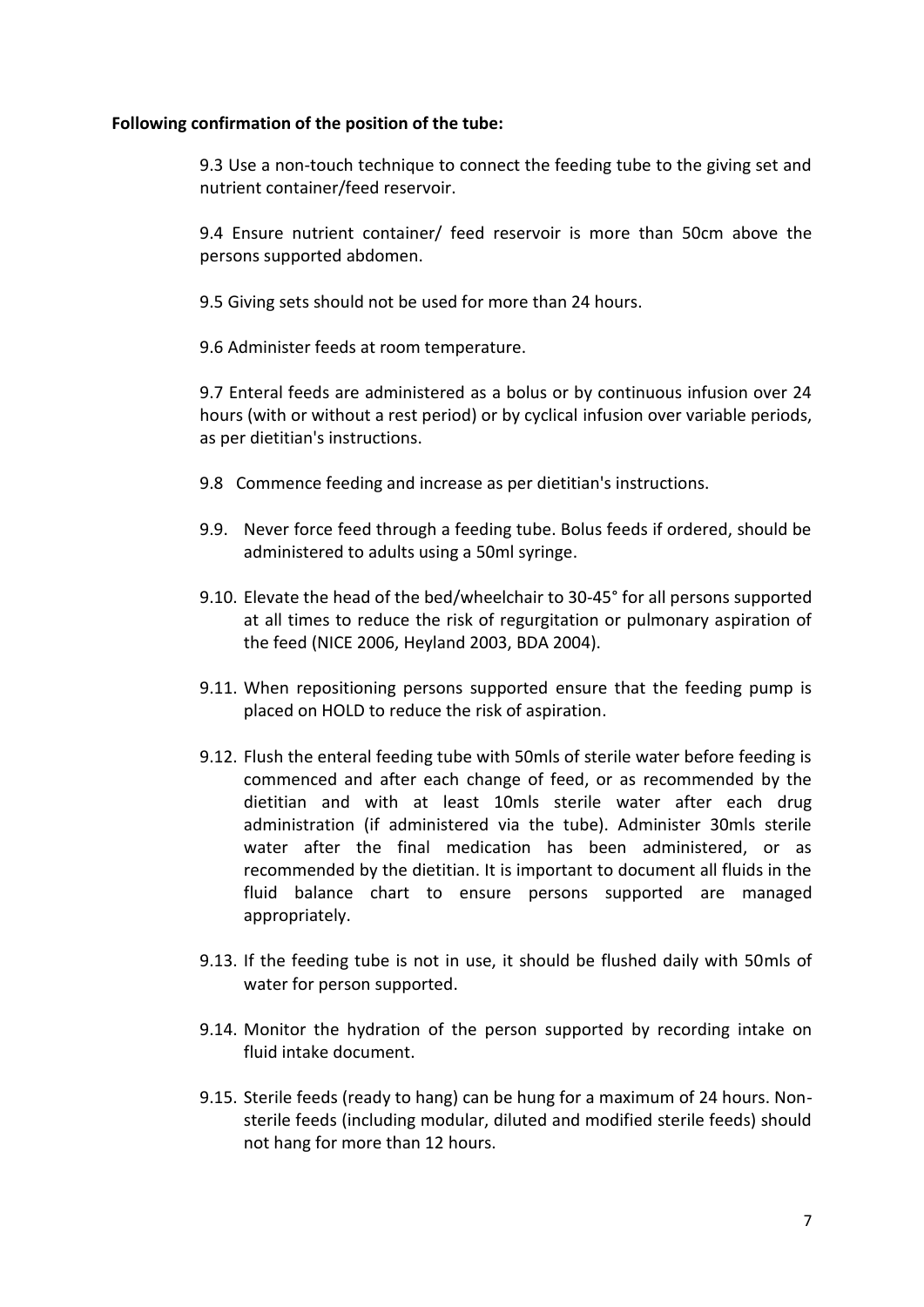**Following confirmation of the position of the tube:**

9.3 Use a non-touch technique to connect the feeding tube to the giving set and nutrient container/feed reservoir.

9.4 Ensure nutrient container/ feed reservoir is more than 50cm above the persons supported abdomen.

9.5 Giving sets should not be used for more than 24 hours.

9.6 Administer feeds at room temperature.

9.7 Enteral feeds are administered as a bolus or by continuous infusion over 24 hours (with or without a rest period) or by cyclical infusion over variable periods, as per dietitian's instructions.

9.8 Commence feeding and increase as per dietitian's instructions.

9.9. Never force feed through a feeding tube. Bolus feeds if ordered, should be administered to adults using a 50ml syringe.

9.10. Elevate the head of the bed/wheelchair to 30-45° for all persons supported at all times to reduce the risk of regurgitation or pulmonary aspiration of the feed (NICE 2006, Heyland 2003, BDA 2004).

9.11. When repositioning persons supported ensure that the feeding pump is placed on HOLD to reduce the risk of aspiration.

9.12. Flush the enteral feeding tube with 50mls of sterile water before feeding is commenced and after each change of feed, or as recommended by the dietitian and with at least 10mls sterile water after each drug administration (if administered via the tube). Administer 30mls sterile water after the final medication has been administered, or as recommended by the dietitian. It is important to document all fluids in the fluid balance chart to ensure persons supported are managed appropriately.

9.13. If the feeding tube is not in use, it should be flushed daily with 50mls of water for person supported.

9.14. Monitor the hydration of the person supported by recording intake on fluid intake document.

9.15. Sterile feeds (ready to hang) can be hung for a maximum of 24 hours. Non-sterile feeds (including modular, diluted and modified sterile feeds) should not hang for more than 12 hours.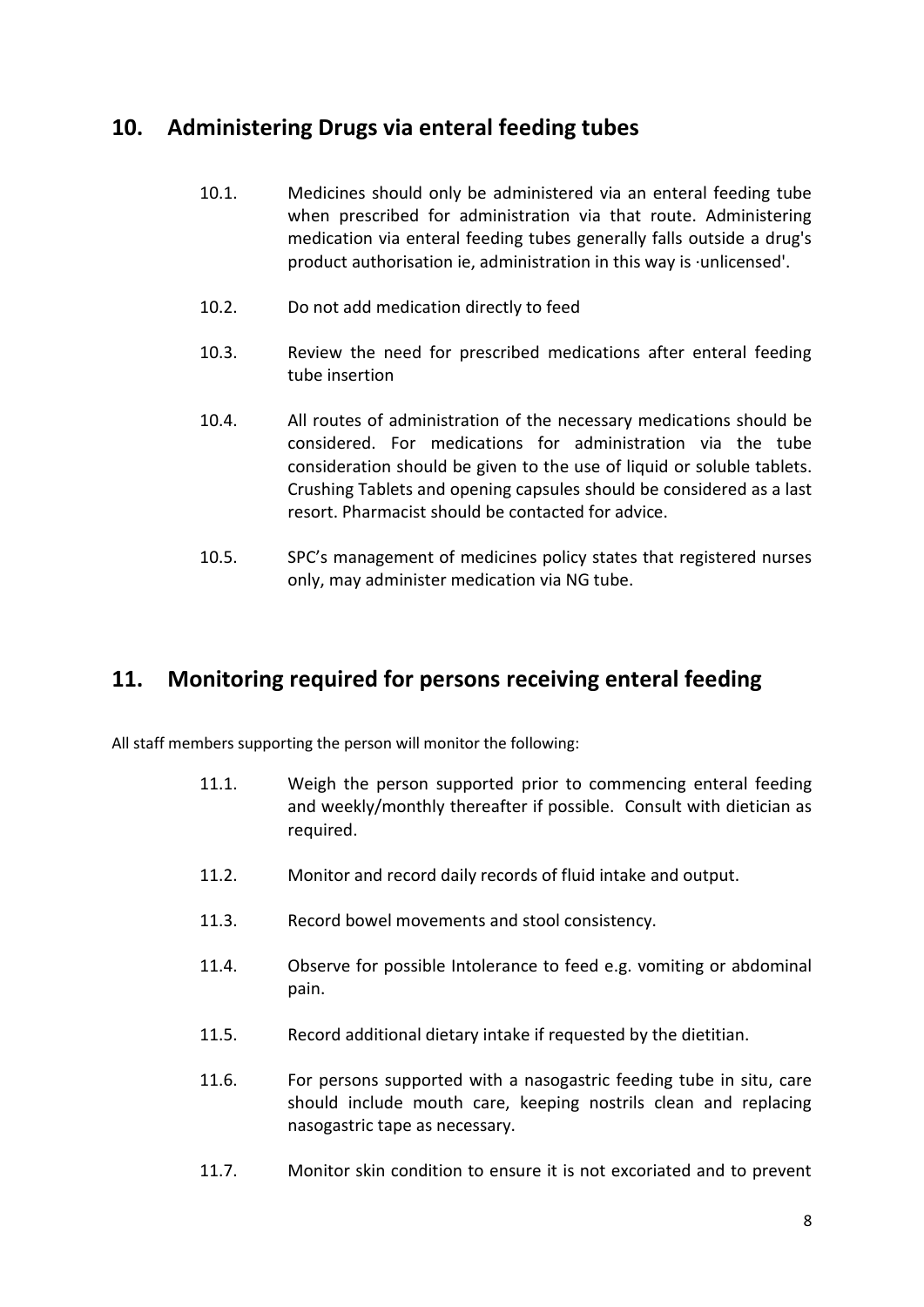## 10. Administering Drugs via enteral feeding tubes

10.1. Medicines should only be administered via an enteral feeding tube when prescribed for administration via that route. Administering medication via enteral feeding tubes generally falls outside a drug's product authorisation ie, administration in this way is ·unlicensed'.

10.2. Do not add medication directly to feed

10.3. Review the need for prescribed medications after enteral feeding tube insertion

10.4. All routes of administration of the necessary medications should be considered. For medications for administration via the tube consideration should be given to the use of liquid or soluble tablets. Crushing Tablets and opening capsules should be considered as a last resort. Pharmacist should be contacted for advice.

10.5. SPC's management of medicines policy states that registered nurses only, may administer medication via NG tube.

## 11. Monitoring required for persons receiving enteral feeding

All staff members supporting the person will monitor the following:

11.1. Weigh the person supported prior to commencing enteral feeding and weekly/monthly thereafter if possible. Consult with dietician as required.

11.2. Monitor and record daily records of fluid intake and output.

11.3. Record bowel movements and stool consistency.

11.4. Observe for possible Intolerance to feed e.g. vomiting or abdominal pain.

11.5. Record additional dietary intake if requested by the dietitian.

11.6. For persons supported with a nasogastric feeding tube in situ, care should include mouth care, keeping nostrils clean and replacing nasogastric tape as necessary.

11.7. Monitor skin condition to ensure it is not excoriated and to prevent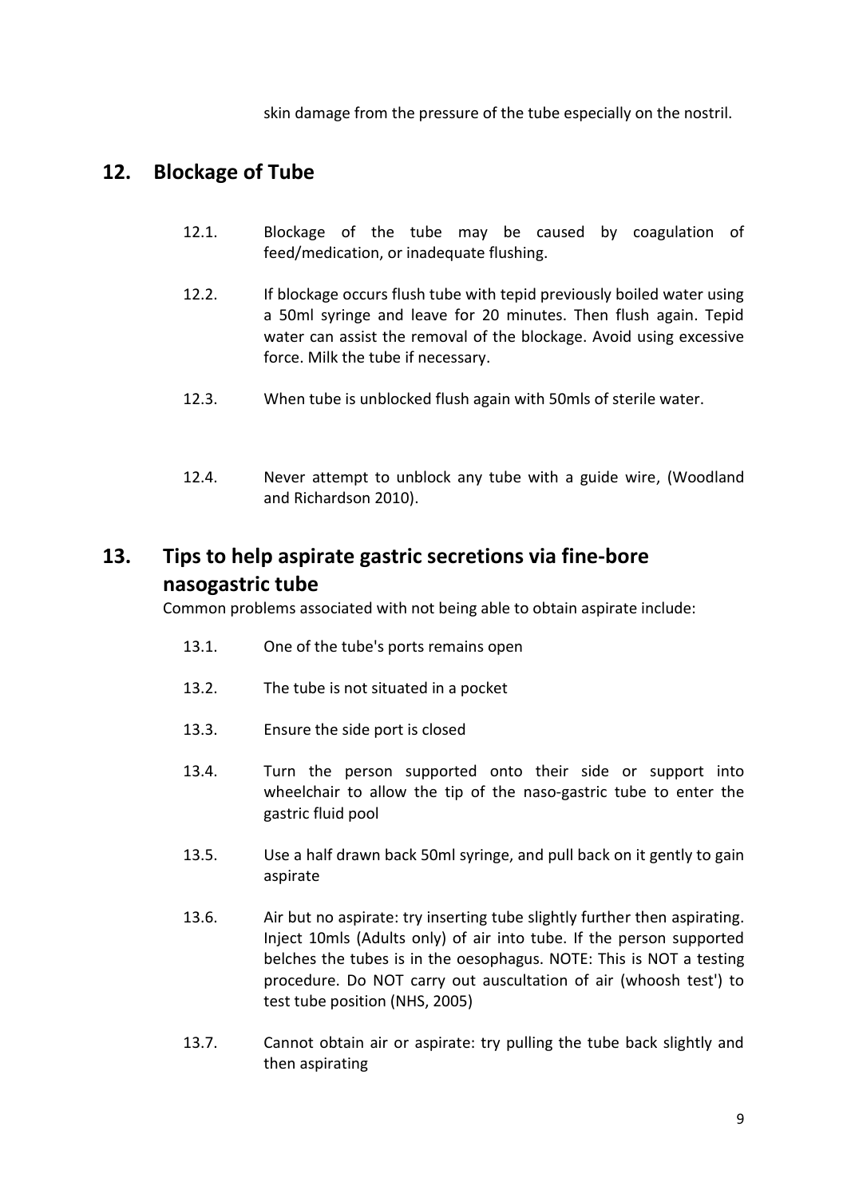skin damage from the pressure of the tube especially on the nostril.

## 12. Blockage of Tube

12.1. Blockage of the tube may be caused by coagulation of feed/medication, or inadequate flushing.

12.2. If blockage occurs flush tube with tepid previously boiled water using a 50ml syringe and leave for 20 minutes. Then flush again. Tepid water can assist the removal of the blockage. Avoid using excessive force. Milk the tube if necessary.

12.3. When tube is unblocked flush again with 50mls of sterile water.

12.4. Never attempt to unblock any tube with a guide wire, (Woodland and Richardson 2010).

## 13. Tips to help aspirate gastric secretions via fine-bore nasogastric tube

Common problems associated with not being able to obtain aspirate include:

13.1. One of the tube's ports remains open

13.2. The tube is not situated in a pocket

13.3. Ensure the side port is closed

13.4. Turn the person supported onto their side or support into wheelchair to allow the tip of the naso-gastric tube to enter the gastric fluid pool

13.5. Use a half drawn back 50ml syringe, and pull back on it gently to gain aspirate

13.6. Air but no aspirate: try inserting tube slightly further then aspirating. Inject 10mls (Adults only) of air into tube. If the person supported belches the tubes is in the oesophagus. NOTE: This is NOT a testing procedure. Do NOT carry out auscultation of air (whoosh test') to test tube position (NHS, 2005)

13.7. Cannot obtain air or aspirate: try pulling the tube back slightly and then aspirating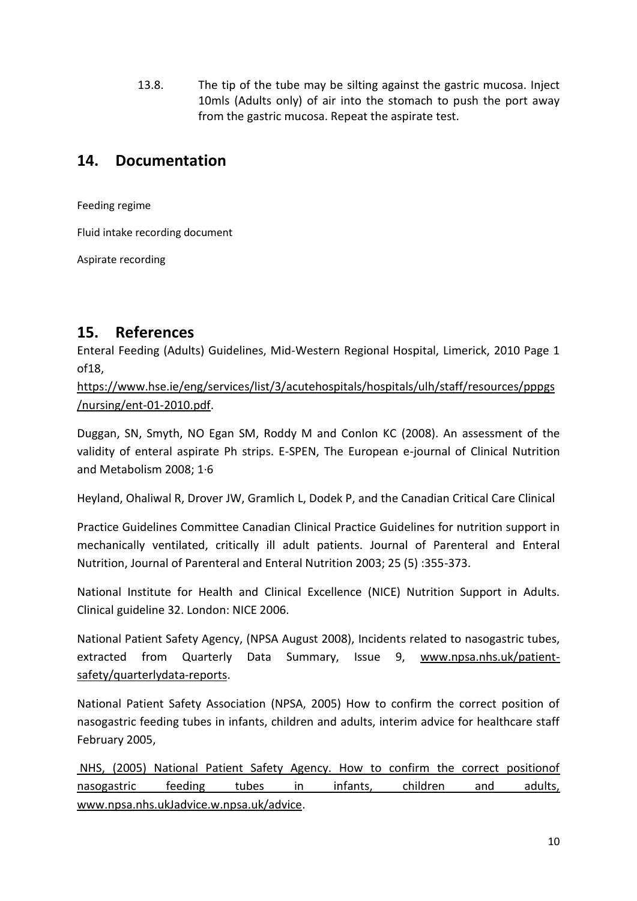13.8. The tip of the tube may be silting against the gastric mucosa. Inject 10mls (Adults only) of air into the stomach to push the port away from the gastric mucosa. Repeat the aspirate test.

## 14. Documentation

Feeding regime

Fluid intake recording document

Aspirate recording

## 15. References

Enteral Feeding (Adults) Guidelines, Mid-Western Regional Hospital, Limerick, 2010 Page 1 of18, https://www.hse.ie/eng/services/list/3/acutehospitals/hospitals/ulh/staff/resources/pppgs/nursing/ent-01-2010.pdf.

Duggan, SN, Smyth, NO Egan SM, Roddy M and Conlon KC (2008). An assessment of the validity of enteral aspirate Ph strips. E-SPEN, The European e-journal of Clinical Nutrition and Metabolism 2008; 1·6

Heyland, Ohaliwal R, Drover JW, Gramlich L, Dodek P, and the Canadian Critical Care Clinical

Practice Guidelines Committee Canadian Clinical Practice Guidelines for nutrition support in mechanically ventilated, critically ill adult patients. Journal of Parenteral and Enteral Nutrition, Journal of Parenteral and Enteral Nutrition 2003; 25 (5) :355-373.

National Institute for Health and Clinical Excellence (NICE) Nutrition Support in Adults. Clinical guideline 32. London: NICE 2006.

National Patient Safety Agency, (NPSA August 2008), Incidents related to nasogastric tubes, extracted from Quarterly Data Summary, Issue 9, www.npsa.nhs.uk/patient-safety/quarterlydata-reports.

National Patient Safety Association (NPSA, 2005) How to confirm the correct position of nasogastric feeding tubes in infants, children and adults, interim advice for healthcare staff February 2005,

NHS, (2005) National Patient Safety Agency. How to confirm the correct positionof nasogastric feeding tubes in infants, children and adults, www.npsa.nhs.ukJadvice.w.npsa.uk/advice.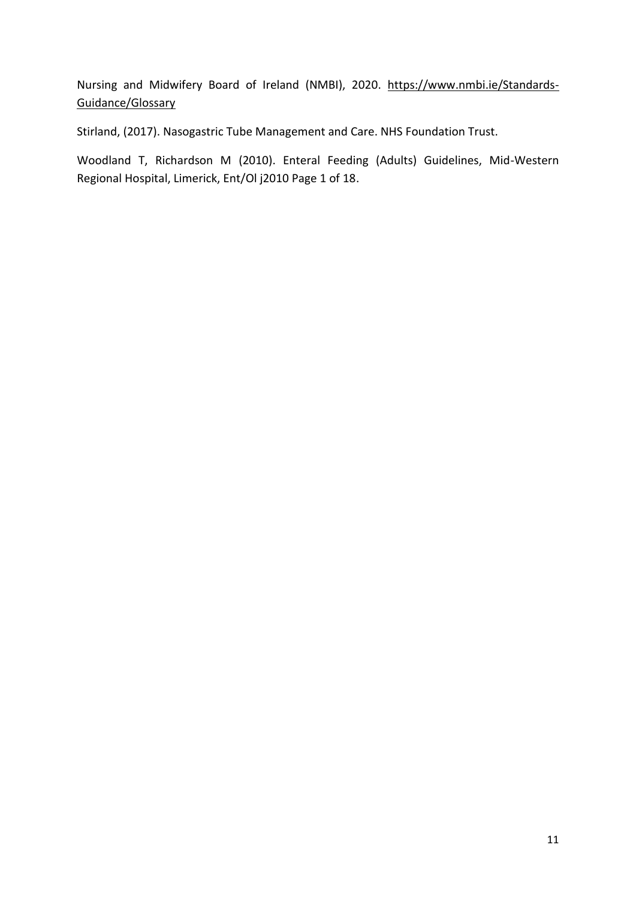Nursing and Midwifery Board of Ireland (NMBI), 2020. https://www.nmbi.ie/Standards-Guidance/Glossary

Stirland, (2017). Nasogastric Tube Management and Care. NHS Foundation Trust.

Woodland T, Richardson M (2010). Enteral Feeding (Adults) Guidelines, Mid-Western Regional Hospital, Limerick, Ent/Ol j2010 Page 1 of 18.